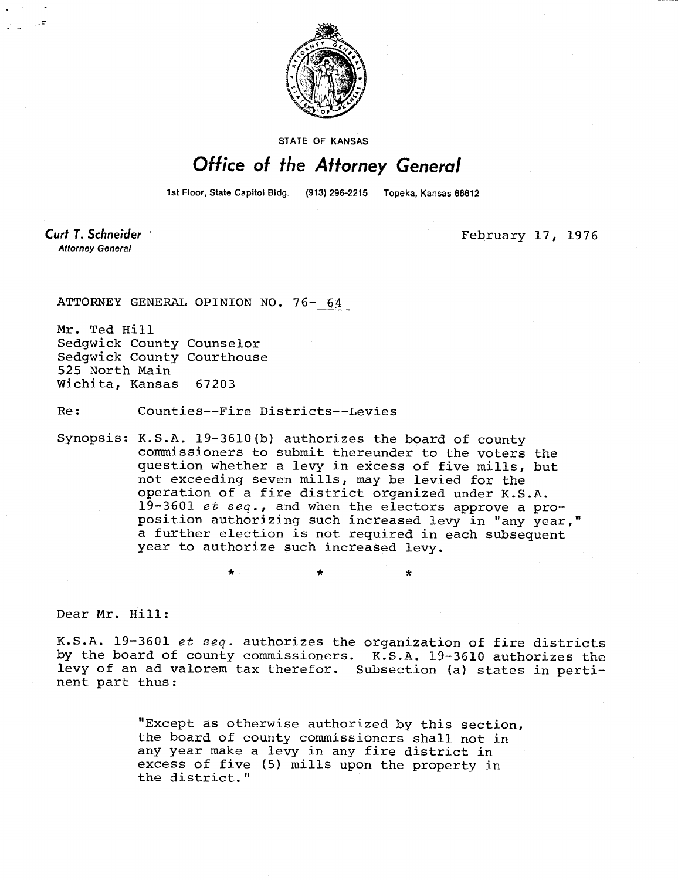STATE OF KANSAS

# *Office of the Attorney General*

1st Floor, State Capitol Bldg. (913) 296-2215 Topeka, Kansas 66612

**Curt T. Schneider**
*Attorney General*

February 17, 1976

ATTORNEY GENERAL OPINION NO. 76- 64

Mr. Ted Hill
Sedgwick County Counselor
Sedgwick County Courthouse
525 North Main
Wichita, Kansas 67203

Re: Counties--Fire Districts--Levies

Synopsis: K.S.A. 19-3610(b) authorizes the board of county commissioners to submit thereunder to the voters the question whether a levy in excess of five mills, but not exceeding seven mills, may be levied for the operation of a fire district organized under K.S.A. 19-3601 *et seq.*, and when the electors approve a proposition authorizing such increased levy in "any year," a further election is not required in each subsequent year to authorize such increased levy.

\*  \*  \*

Dear Mr. Hill:

K.S.A. 19-3601 *et seq.* authorizes the organization of fire districts by the board of county commissioners. K.S.A. 19-3610 authorizes the levy of an ad valorem tax therefor. Subsection (a) states in pertinent part thus:

> "Except as otherwise authorized by this section, the board of county commissioners shall not in any year make a levy in any fire district in excess of five (5) mills upon the property in the district."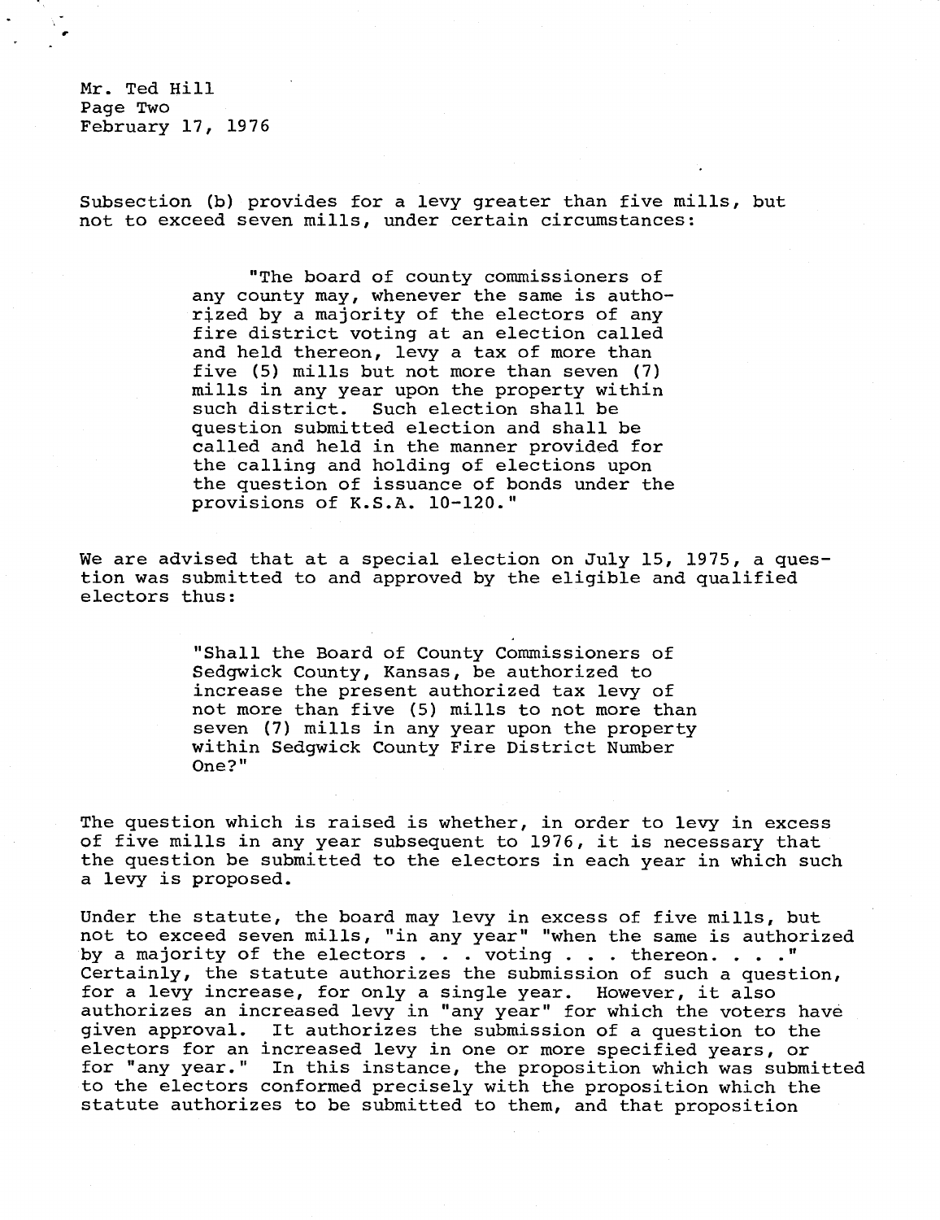Mr. Ted Hill
Page Two
February 17, 1976

Subsection (b) provides for a levy greater than five mills, but not to exceed seven mills, under certain circumstances:

> "The board of county commissioners of any county may, whenever the same is authorized by a majority of the electors of any fire district voting at an election called and held thereon, levy a tax of more than five (5) mills but not more than seven (7) mills in any year upon the property within such district. Such election shall be question submitted election and shall be called and held in the manner provided for the calling and holding of elections upon the question of issuance of bonds under the provisions of K.S.A. 10-120."

We are advised that at a special election on July 15, 1975, a question was submitted to and approved by the eligible and qualified electors thus:

> "Shall the Board of County Commissioners of Sedgwick County, Kansas, be authorized to increase the present authorized tax levy of not more than five (5) mills to not more than seven (7) mills in any year upon the property within Sedgwick County Fire District Number One?"

The question which is raised is whether, in order to levy in excess of five mills in any year subsequent to 1976, it is necessary that the question be submitted to the electors in each year in which such a levy is proposed.

Under the statute, the board may levy in excess of five mills, but not to exceed seven mills, "in any year" "when the same is authorized by a majority of the electors . . . voting . . . thereon. . . ." Certainly, the statute authorizes the submission of such a question, for a levy increase, for only a single year. However, it also authorizes an increased levy in "any year" for which the voters have given approval. It authorizes the submission of a question to the electors for an increased levy in one or more specified years, or for "any year." In this instance, the proposition which was submitted to the electors conformed precisely with the proposition which the statute authorizes to be submitted to them, and that proposition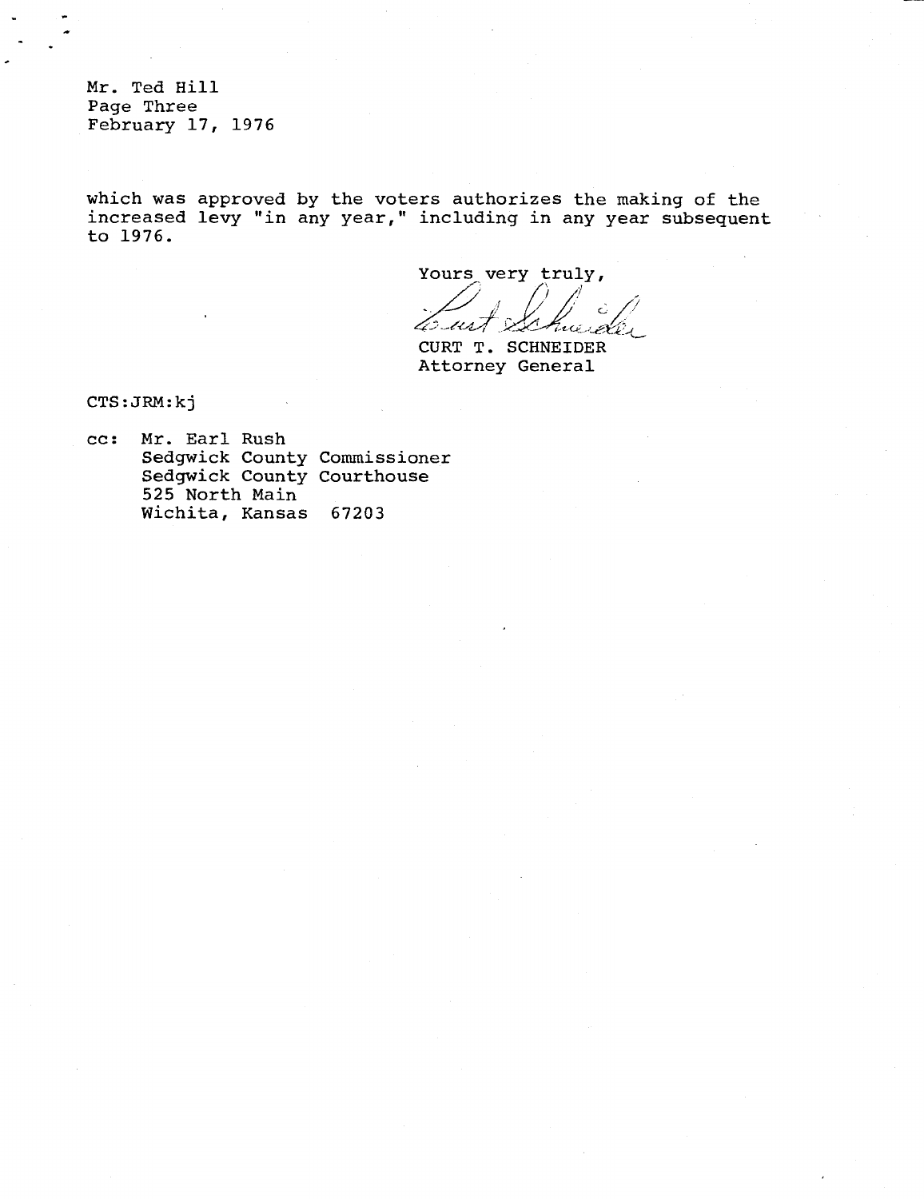Mr. Ted Hill
Page Three
February 17, 1976

which was approved by the voters authorizes the making of the increased levy "in any year," including in any year subsequent to 1976.

Yours very truly,

CURT T. SCHNEIDER
Attorney General

CTS:JRM:kj

cc: Mr. Earl Rush
Sedgwick County Commissioner
Sedgwick County Courthouse
525 North Main
Wichita, Kansas 67203